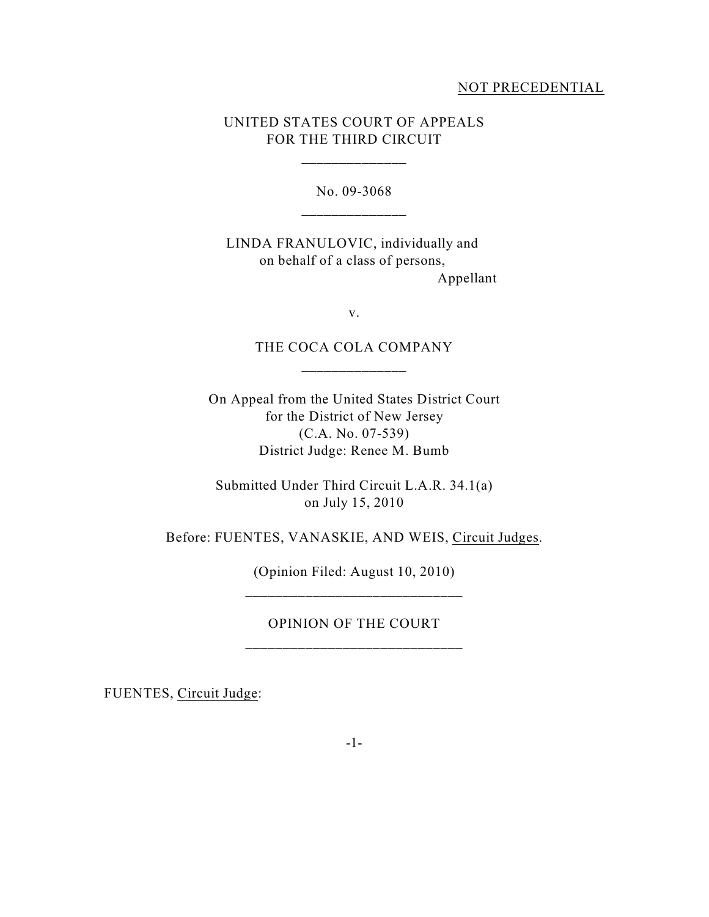NOT PRECEDENTIAL

UNITED STATES COURT OF APPEALS
FOR THE THIRD CIRCUIT

\_\_\_\_\_\_\_\_\_\_\_\_\_

No. 09-3068

\_\_\_\_\_\_\_\_\_\_\_\_\_

LINDA FRANULOVIC, individually and
on behalf of a class of persons,
Appellant

v.

THE COCA COLA COMPANY

\_\_\_\_\_\_\_\_\_\_\_\_\_

On Appeal from the United States District Court
for the District of New Jersey
(C.A. No. 07-539)
District Judge: Renee M. Bumb

Submitted Under Third Circuit L.A.R. 34.1(a)
on July 15, 2010

Before: FUENTES, VANASKIE, AND WEIS, Circuit Judges.

(Opinion Filed: August 10, 2010)

\_\_\_\_\_\_\_\_\_\_\_\_\_\_\_\_\_\_\_\_\_\_\_\_\_\_\_\_

OPINION OF THE COURT

\_\_\_\_\_\_\_\_\_\_\_\_\_\_\_\_\_\_\_\_\_\_\_\_\_\_\_\_

FUENTES, Circuit Judge: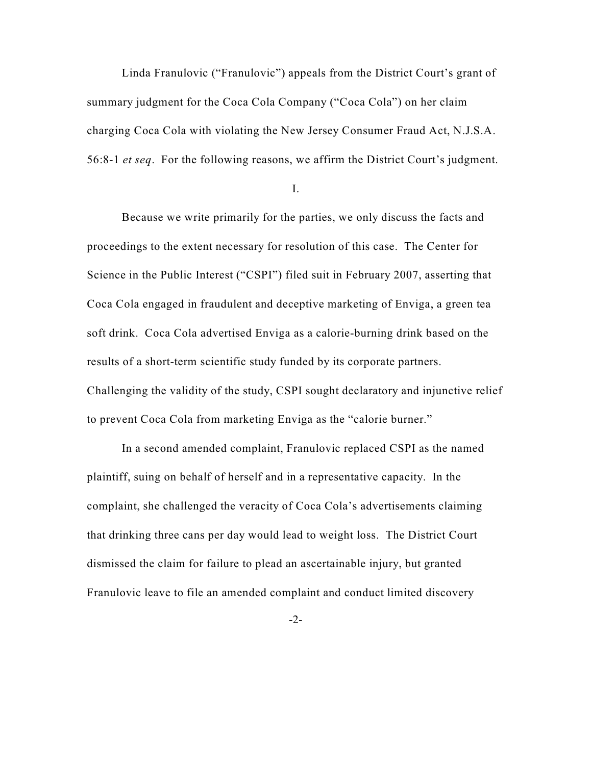Linda Franulovic ("Franulovic") appeals from the District Court's grant of summary judgment for the Coca Cola Company ("Coca Cola") on her claim charging Coca Cola with violating the New Jersey Consumer Fraud Act, N.J.S.A. 56:8-1 *et seq*. For the following reasons, we affirm the District Court's judgment.

I.

Because we write primarily for the parties, we only discuss the facts and proceedings to the extent necessary for resolution of this case. The Center for Science in the Public Interest ("CSPI") filed suit in February 2007, asserting that Coca Cola engaged in fraudulent and deceptive marketing of Enviga, a green tea soft drink. Coca Cola advertised Enviga as a calorie-burning drink based on the results of a short-term scientific study funded by its corporate partners. Challenging the validity of the study, CSPI sought declaratory and injunctive relief to prevent Coca Cola from marketing Enviga as the "calorie burner."

In a second amended complaint, Franulovic replaced CSPI as the named plaintiff, suing on behalf of herself and in a representative capacity. In the complaint, she challenged the veracity of Coca Cola's advertisements claiming that drinking three cans per day would lead to weight loss. The District Court dismissed the claim for failure to plead an ascertainable injury, but granted Franulovic leave to file an amended complaint and conduct limited discovery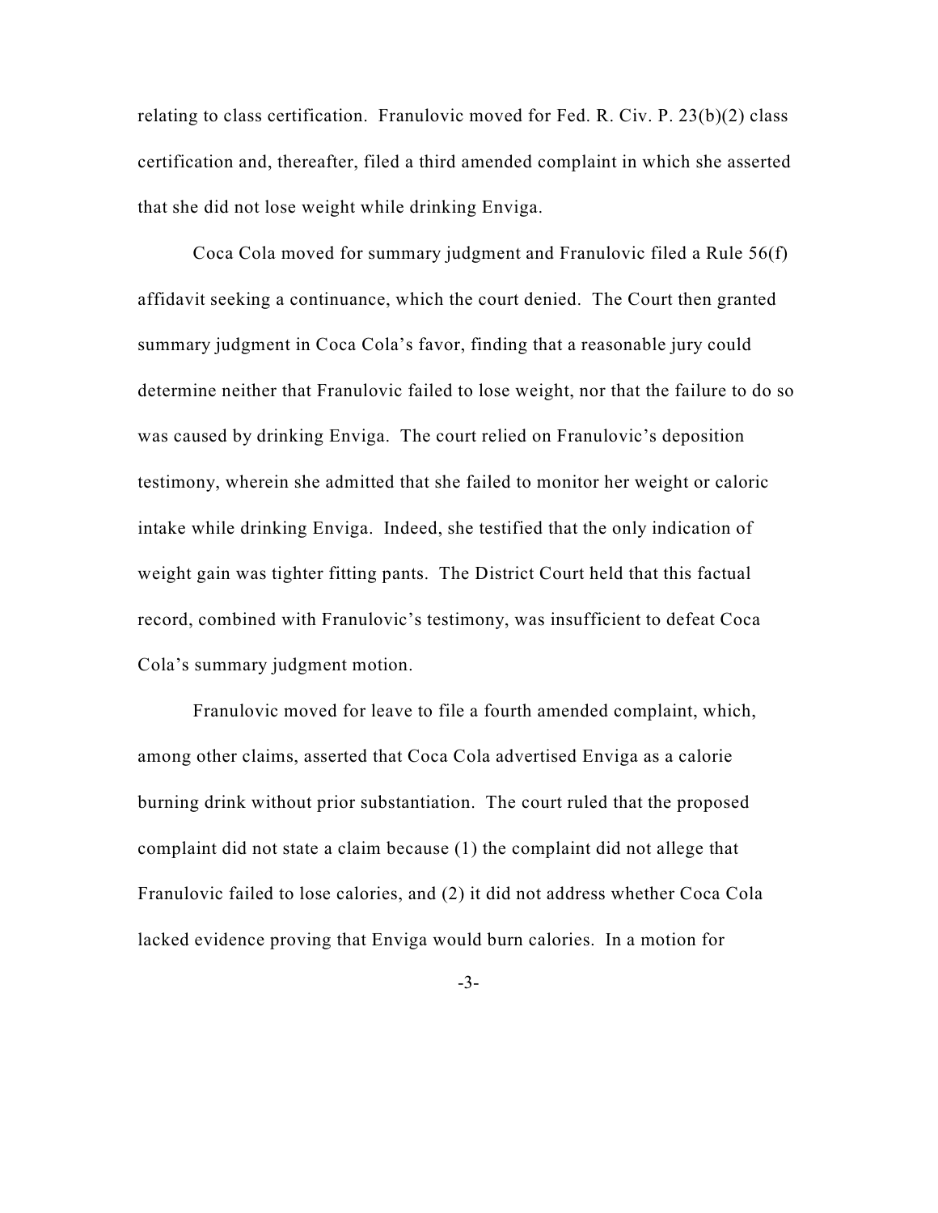relating to class certification. Franulovic moved for Fed. R. Civ. P. 23(b)(2) class certification and, thereafter, filed a third amended complaint in which she asserted that she did not lose weight while drinking Enviga.

Coca Cola moved for summary judgment and Franulovic filed a Rule 56(f) affidavit seeking a continuance, which the court denied. The Court then granted summary judgment in Coca Cola's favor, finding that a reasonable jury could determine neither that Franulovic failed to lose weight, nor that the failure to do so was caused by drinking Enviga. The court relied on Franulovic's deposition testimony, wherein she admitted that she failed to monitor her weight or caloric intake while drinking Enviga. Indeed, she testified that the only indication of weight gain was tighter fitting pants. The District Court held that this factual record, combined with Franulovic's testimony, was insufficient to defeat Coca Cola's summary judgment motion.

Franulovic moved for leave to file a fourth amended complaint, which, among other claims, asserted that Coca Cola advertised Enviga as a calorie burning drink without prior substantiation. The court ruled that the proposed complaint did not state a claim because (1) the complaint did not allege that Franulovic failed to lose calories, and (2) it did not address whether Coca Cola lacked evidence proving that Enviga would burn calories. In a motion for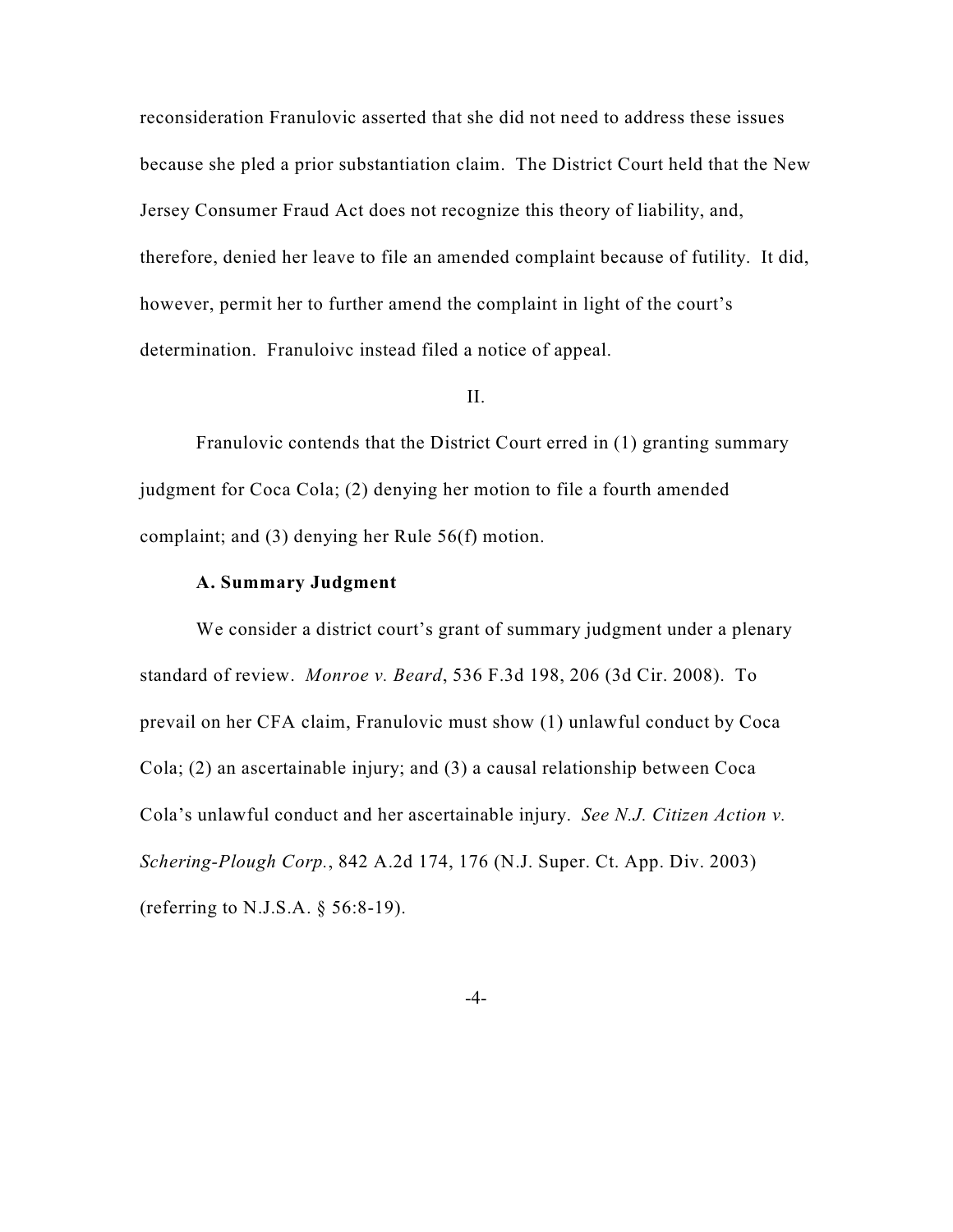reconsideration Franulovic asserted that she did not need to address these issues because she pled a prior substantiation claim. The District Court held that the New Jersey Consumer Fraud Act does not recognize this theory of liability, and, therefore, denied her leave to file an amended complaint because of futility. It did, however, permit her to further amend the complaint in light of the court's determination. Franuloivc instead filed a notice of appeal.

## II.

Franulovic contends that the District Court erred in (1) granting summary judgment for Coca Cola; (2) denying her motion to file a fourth amended complaint; and (3) denying her Rule 56(f) motion.

### A. Summary Judgment

We consider a district court's grant of summary judgment under a plenary standard of review. *Monroe v. Beard*, 536 F.3d 198, 206 (3d Cir. 2008). To prevail on her CFA claim, Franulovic must show (1) unlawful conduct by Coca Cola; (2) an ascertainable injury; and (3) a causal relationship between Coca Cola's unlawful conduct and her ascertainable injury. *See N.J. Citizen Action v. Schering-Plough Corp.*, 842 A.2d 174, 176 (N.J. Super. Ct. App. Div. 2003) (referring to N.J.S.A. § 56:8-19).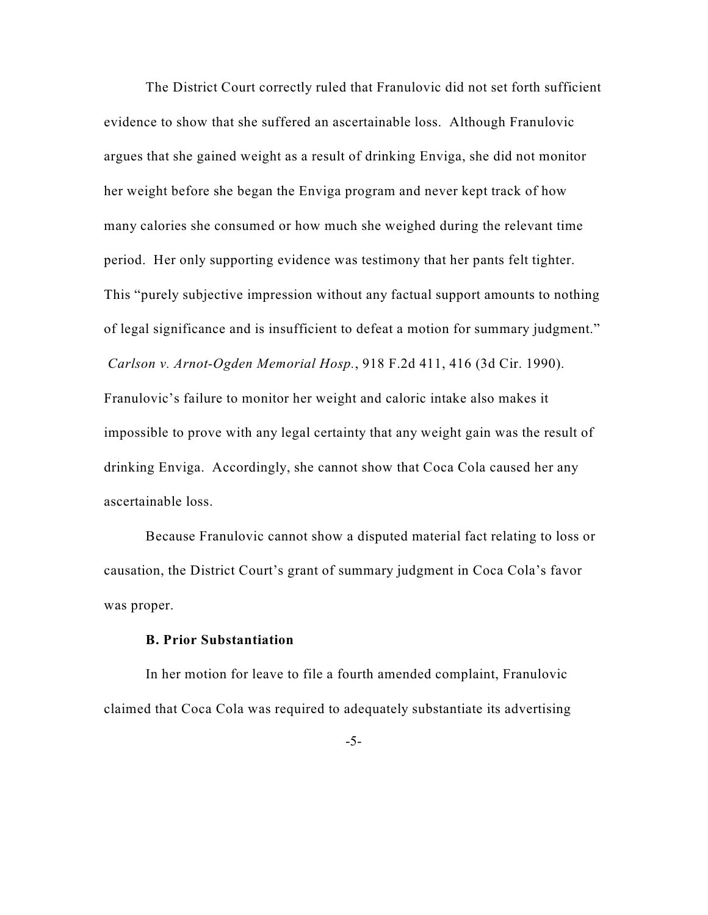The District Court correctly ruled that Franulovic did not set forth sufficient evidence to show that she suffered an ascertainable loss. Although Franulovic argues that she gained weight as a result of drinking Enviga, she did not monitor her weight before she began the Enviga program and never kept track of how many calories she consumed or how much she weighed during the relevant time period. Her only supporting evidence was testimony that her pants felt tighter. This "purely subjective impression without any factual support amounts to nothing of legal significance and is insufficient to defeat a motion for summary judgment." *Carlson v. Arnot-Ogden Memorial Hosp.*, 918 F.2d 411, 416 (3d Cir. 1990). Franulovic's failure to monitor her weight and caloric intake also makes it impossible to prove with any legal certainty that any weight gain was the result of drinking Enviga. Accordingly, she cannot show that Coca Cola caused her any ascertainable loss.

Because Franulovic cannot show a disputed material fact relating to loss or causation, the District Court's grant of summary judgment in Coca Cola's favor was proper.

**B. Prior Substantiation**

In her motion for leave to file a fourth amended complaint, Franulovic claimed that Coca Cola was required to adequately substantiate its advertising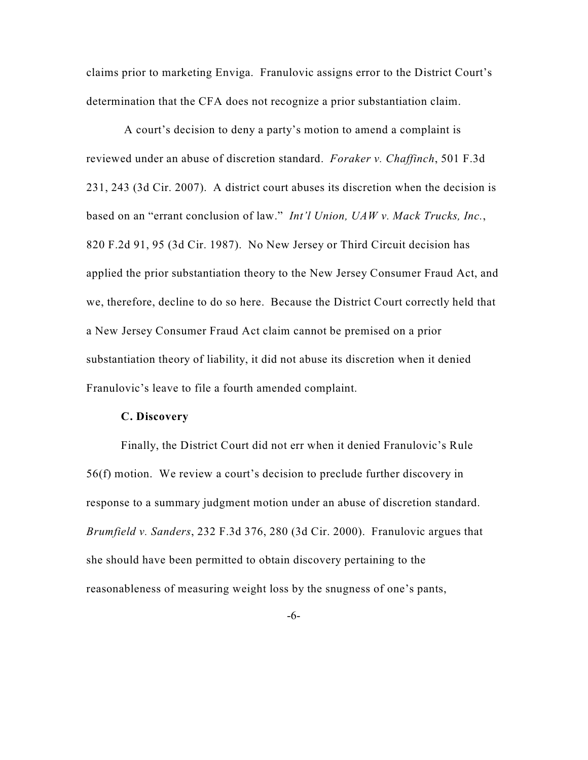claims prior to marketing Enviga. Franulovic assigns error to the District Court's determination that the CFA does not recognize a prior substantiation claim.

A court's decision to deny a party's motion to amend a complaint is reviewed under an abuse of discretion standard. *Foraker v. Chaffinch*, 501 F.3d 231, 243 (3d Cir. 2007). A district court abuses its discretion when the decision is based on an "errant conclusion of law." *Int'l Union, UAW v. Mack Trucks, Inc.*, 820 F.2d 91, 95 (3d Cir. 1987). No New Jersey or Third Circuit decision has applied the prior substantiation theory to the New Jersey Consumer Fraud Act, and we, therefore, decline to do so here. Because the District Court correctly held that a New Jersey Consumer Fraud Act claim cannot be premised on a prior substantiation theory of liability, it did not abuse its discretion when it denied Franulovic's leave to file a fourth amended complaint.

**C. Discovery**

Finally, the District Court did not err when it denied Franulovic's Rule 56(f) motion. We review a court's decision to preclude further discovery in response to a summary judgment motion under an abuse of discretion standard. *Brumfield v. Sanders*, 232 F.3d 376, 280 (3d Cir. 2000). Franulovic argues that she should have been permitted to obtain discovery pertaining to the reasonableness of measuring weight loss by the snugness of one's pants,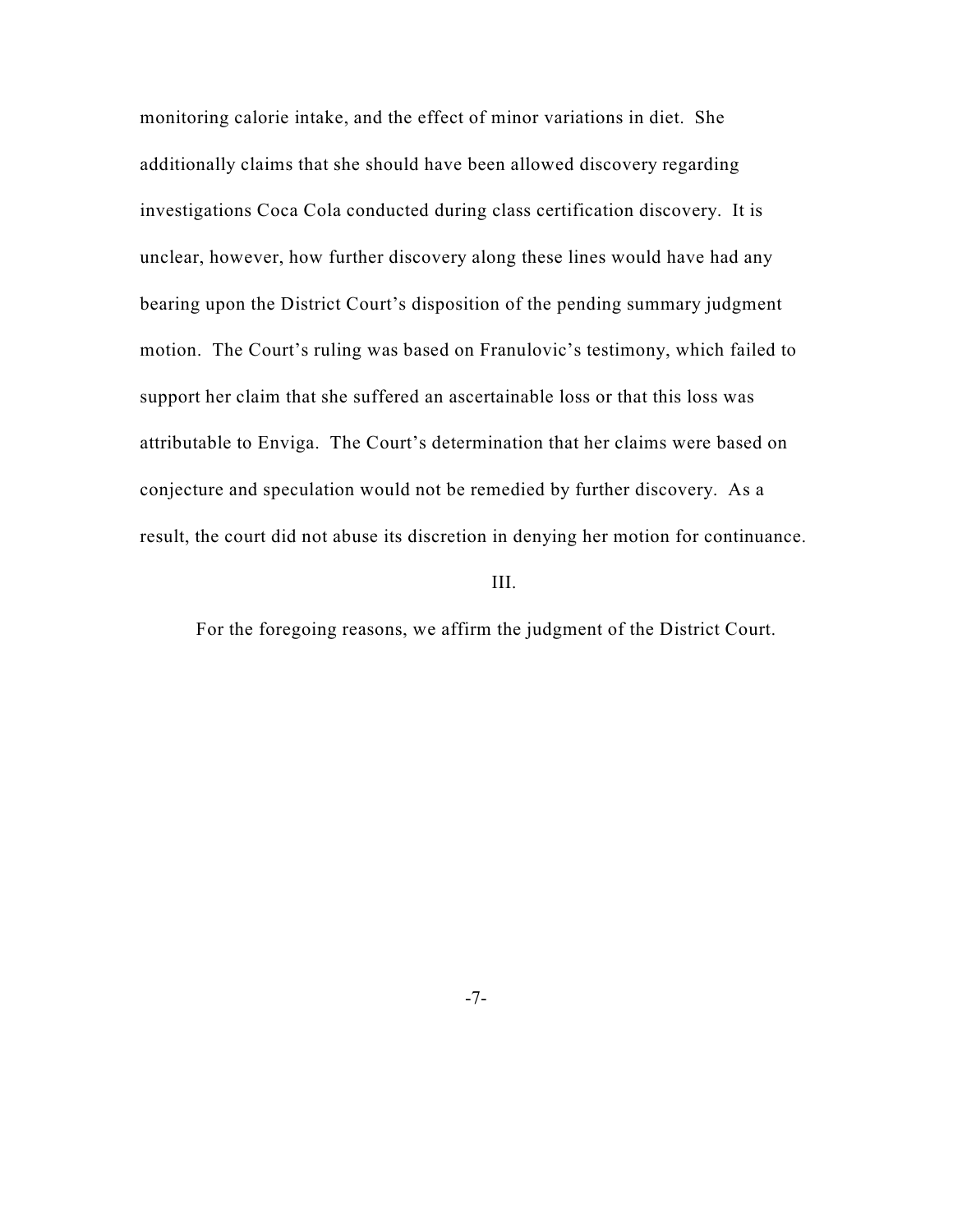monitoring calorie intake, and the effect of minor variations in diet. She additionally claims that she should have been allowed discovery regarding investigations Coca Cola conducted during class certification discovery. It is unclear, however, how further discovery along these lines would have had any bearing upon the District Court's disposition of the pending summary judgment motion. The Court's ruling was based on Franulovic's testimony, which failed to support her claim that she suffered an ascertainable loss or that this loss was attributable to Enviga. The Court's determination that her claims were based on conjecture and speculation would not be remedied by further discovery. As a result, the court did not abuse its discretion in denying her motion for continuance.

III.

For the foregoing reasons, we affirm the judgment of the District Court.